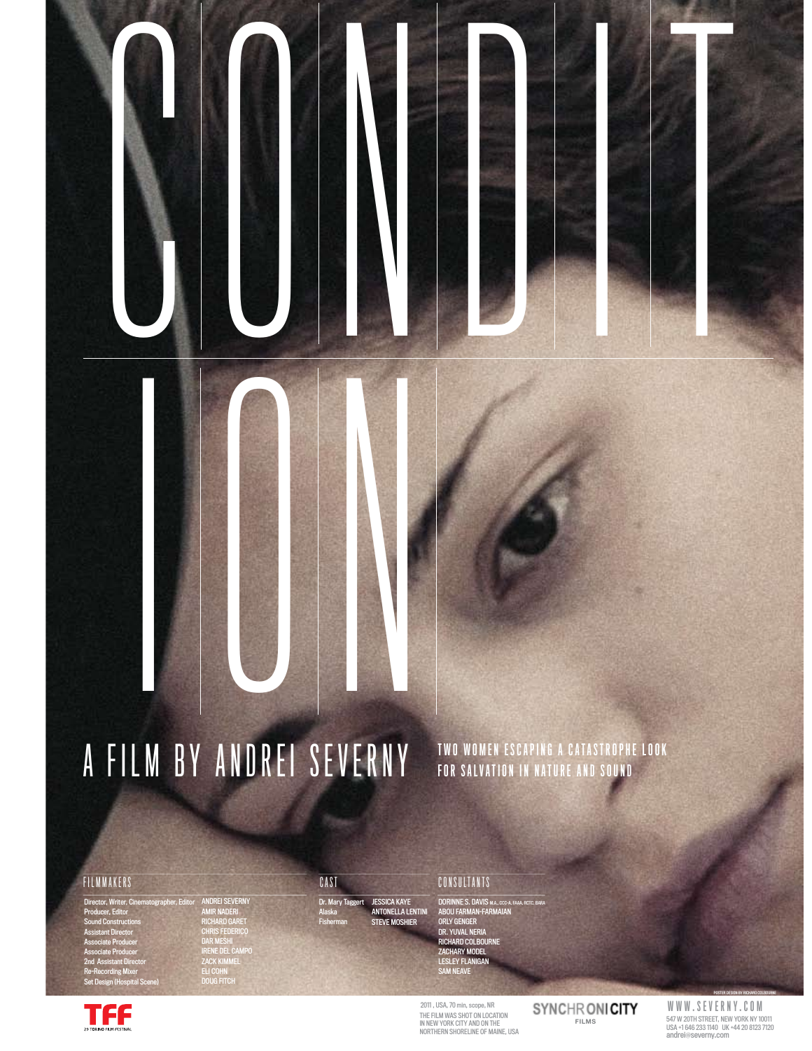# CONDITION

## A FILM BY ANDREI SEVERNY

TWO WOMEN ESCAPING A CATASTROPHE LOOK FOR SALVATION IN NATURE AND SOUND

### FILMMAKERS

| | |
|---|---|
| Director, Writer, Cinematographer, Editor | ANDREI SEVERNY |
| Producer, Editor | AMIR NADERI |
| Sound Constructions | RICHARD GARET |
| Assistant Director | CHRIS FEDERICO |
| Associate Producer | DAR MESHI |
| Associate Producer | IRENE DEL CAMPO |
| 2nd Assistant Director | ZACK KIMMEL |
| Re-Recording Mixer | ELI COHN |
| Set Design (Hospital Scene) | DOUG FITCH |

### CAST

| | |
|---|---|
| Dr. Mary Taggert | JESSICA KAYE |
| Alaska | ANTONELLA LENTINI |
| Fisherman | STEVE MOSHIER |

### CONSULTANTS

DORINNE S. DAVIS M.A., CCC-A, FAAA, RCTC, BARA
ABOU FARMAN-FARMAIAN
ORLY GENGER
DR. YUVAL NERIA
RICHARD COLBOURNE
ZACHARY MODEL
LESLEY FLANIGAN
SAM NEAVE

POSTER DESIGN BY RICHARD COLBOURNE

TFF 29 TORINO FILM FESTIVAL

2011, USA, 70 min, scope, NR
THE FILM WAS SHOT ON LOCATION IN NEW YORK CITY AND ON THE NORTHERN SHORELINE OF MAINE, USA

SYNCHRONICITY FILMS

WWW.SEVERNY.COM
547 W 20TH STREET, NEW YORK NY 10011
USA +1 646 233 1140 UK +44 20 8123 7120
andrei@severny.com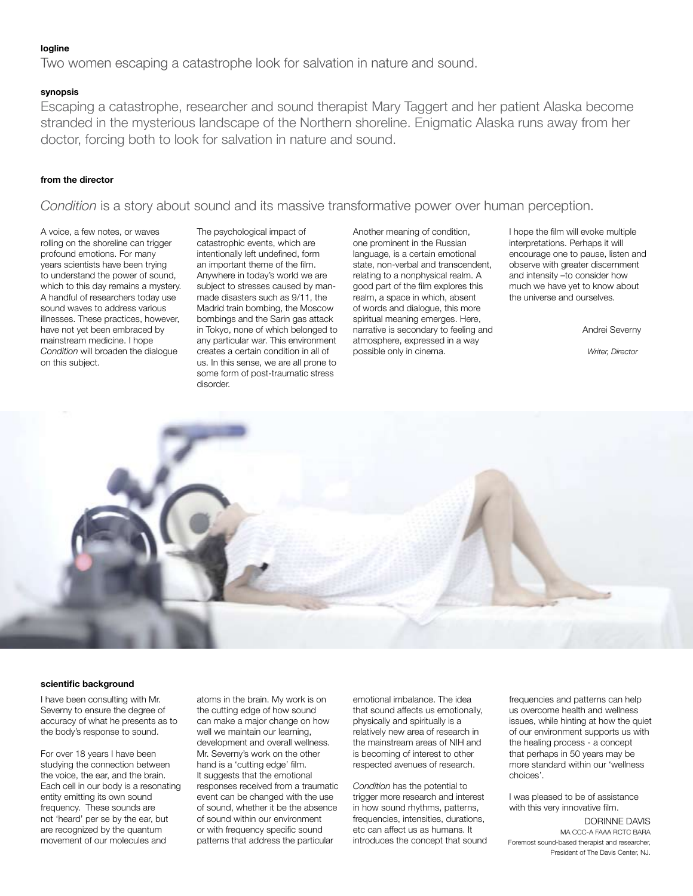**logline**

Two women escaping a catastrophe look for salvation in nature and sound.

**synopsis**

Escaping a catastrophe, researcher and sound therapist Mary Taggert and her patient Alaska become stranded in the mysterious landscape of the Northern shoreline. Enigmatic Alaska runs away from her doctor, forcing both to look for salvation in nature and sound.

**from the director**

*Condition* is a story about sound and its massive transformative power over human perception.

A voice, a few notes, or waves rolling on the shoreline can trigger profound emotions. For many years scientists have been trying to understand the power of sound, which to this day remains a mystery. A handful of researchers today use sound waves to address various illnesses. These practices, however, have not yet been embraced by mainstream medicine. I hope *Condition* will broaden the dialogue on this subject.

The psychological impact of catastrophic events, which are intentionally left undefined, form an important theme of the film. Anywhere in today's world we are subject to stresses caused by man-made disasters such as 9/11, the Madrid train bombing, the Moscow bombings and the Sarin gas attack in Tokyo, none of which belonged to any particular war. This environment creates a certain condition in all of us. In this sense, we are all prone to some form of post-traumatic stress disorder.

Another meaning of condition, one prominent in the Russian language, is a certain emotional state, non-verbal and transcendent, relating to a nonphysical realm. A good part of the film explores this realm, a space in which, absent of words and dialogue, this more spiritual meaning emerges. Here, narrative is secondary to feeling and atmosphere, expressed in a way possible only in cinema.

I hope the film will evoke multiple interpretations. Perhaps it will encourage one to pause, listen and observe with greater discernment and intensity –to consider how much we have yet to know about the universe and ourselves.

Andrei Severny

*Writer, Director*

**scientific background**

I have been consulting with Mr. Severny to ensure the degree of accuracy of what he presents as to the body's response to sound.

For over 18 years I have been studying the connection between the voice, the ear, and the brain. Each cell in our body is a resonating entity emitting its own sound frequency. These sounds are not 'heard' per se by the ear, but are recognized by the quantum movement of our molecules and atoms in the brain. My work is on the cutting edge of how sound can make a major change on how well we maintain our learning, development and overall wellness. Mr. Severny's work on the other hand is a 'cutting edge' film. It suggests that the emotional responses received from a traumatic event can be changed with the use of sound, whether it be the absence of sound within our environment or with frequency specific sound patterns that address the particular emotional imbalance. The idea that sound affects us emotionally, physically and spiritually is a relatively new area of research in the mainstream areas of NIH and is becoming of interest to other respected avenues of research.

*Condition* has the potential to trigger more research and interest in how sound rhythms, patterns, frequencies, intensities, durations, etc can affect us as humans. It introduces the concept that sound frequencies and patterns can help us overcome health and wellness issues, while hinting at how the quiet of our environment supports us with the healing process - a concept that perhaps in 50 years may be more standard within our 'wellness choices'.

I was pleased to be of assistance with this very innovative film.

DORINNE DAVIS
MA CCC-A FAAA RCTC BARA
Foremost sound-based therapist and researcher,
President of The Davis Center, NJ.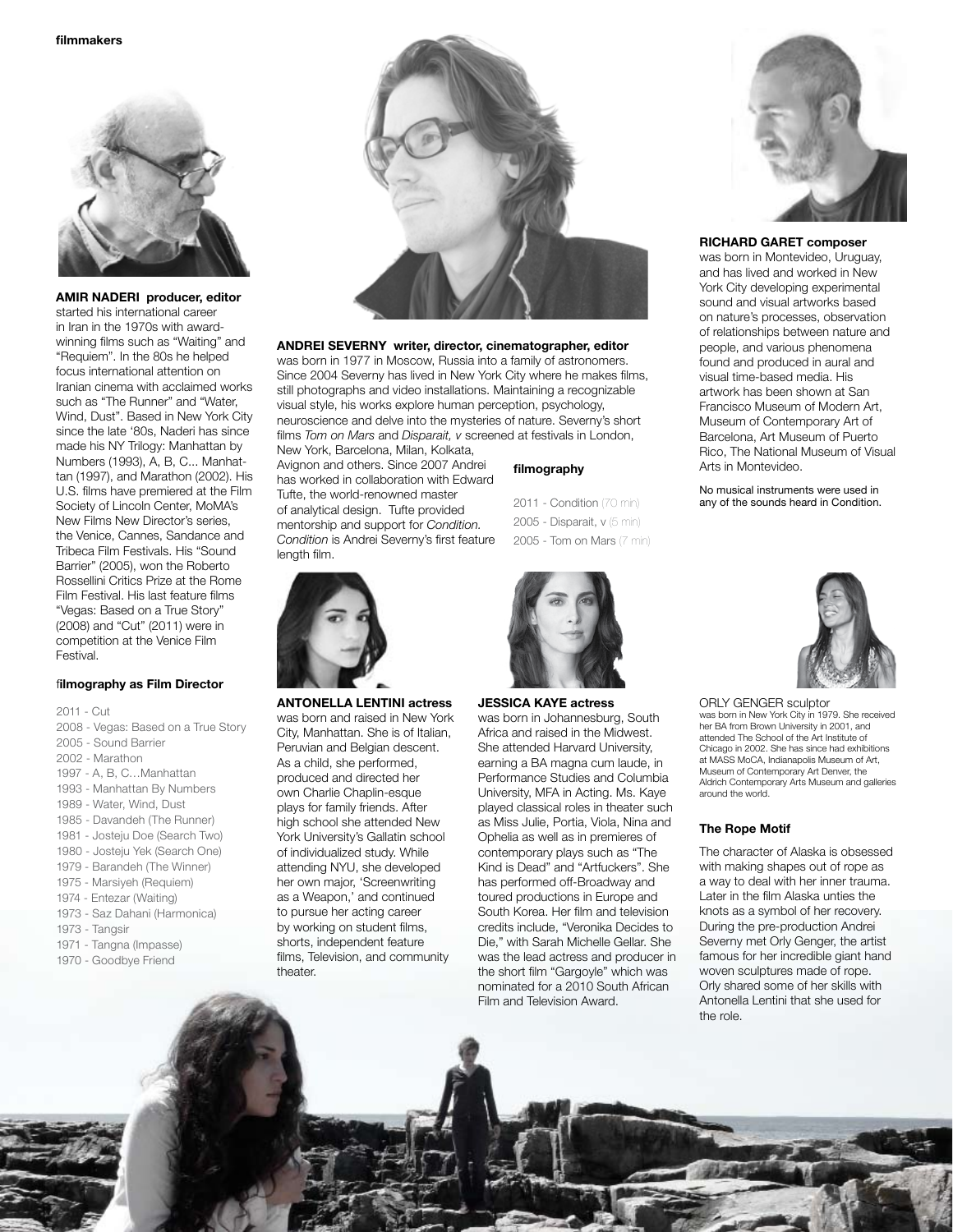**filmmakers**

**AMIR NADERI producer, editor**
started his international career in Iran in the 1970s with award-winning films such as "Waiting" and "Requiem". In the 80s he helped focus international attention on Iranian cinema with acclaimed works such as "The Runner" and "Water, Wind, Dust". Based in New York City since the late '80s, Naderi has since made his NY Trilogy: Manhattan by Numbers (1993), A, B, C... Manhattan (1997), and Marathon (2002). His U.S. films have premiered at the Film Society of Lincoln Center, MoMA's New Films New Director's series, the Venice, Cannes, Sandance and Tribeca Film Festivals. His "Sound Barrier" (2005), won the Roberto Rossellini Critics Prize at the Rome Film Festival. His last feature films "Vegas: Based on a True Story" (2008) and "Cut" (2011) were in competition at the Venice Film Festival.

**filmography as Film Director**

- 2011 - Cut
- 2008 - Vegas: Based on a True Story
- 2005 - Sound Barrier
- 2002 - Marathon
- 1997 - A, B, C…Manhattan
- 1993 - Manhattan By Numbers
- 1989 - Water, Wind, Dust
- 1985 - Davandeh (The Runner)
- 1981 - Josteju Doe (Search Two)
- 1980 - Josteju Yek (Search One)
- 1979 - Barandeh (The Winner)
- 1975 - Marsiyeh (Requiem)
- 1974 - Entezar (Waiting)
- 1973 - Saz Dahani (Harmonica)
- 1973 - Tangsir
- 1971 - Tangna (Impasse)
- 1970 - Goodbye Friend

**ANDREI SEVERNY writer, director, cinematographer, editor**
was born in 1977 in Moscow, Russia into a family of astronomers. Since 2004 Severny has lived in New York City where he makes films, still photographs and video installations. Maintaining a recognizable visual style, his works explore human perception, psychology, neuroscience and delve into the mysteries of nature. Severny's short films *Tom on Mars* and *Disparait, v* screened at festivals in London, New York, Barcelona, Milan, Kolkata, Avignon and others. Since 2007 Andrei has worked in collaboration with Edward Tufte, the world-renowned master of analytical design. Tufte provided mentorship and support for *Condition*. *Condition* is Andrei Severny's first feature length film.

**filmography**

- 2011 - Condition (70 min)
- 2005 - Disparait, v (5 min)
- 2005 - Tom on Mars (7 min)

**RICHARD GARET composer**
was born in Montevideo, Uruguay, and has lived and worked in New York City developing experimental sound and visual artworks based on nature's processes, observation of relationships between nature and people, and various phenomena found and produced in aural and visual time-based media. His artwork has been shown at San Francisco Museum of Modern Art, Museum of Contemporary Art of Barcelona, Art Museum of Puerto Rico, The National Museum of Visual Arts in Montevideo.

No musical instruments were used in any of the sounds heard in Condition.

**ANTONELLA LENTINI actress**
was born and raised in New York City, Manhattan. She is of Italian, Peruvian and Belgian descent. As a child, she performed, produced and directed her own Charlie Chaplin-esque plays for family friends. After high school she attended New York University's Gallatin school of individualized study. While attending NYU, she developed her own major, 'Screenwriting as a Weapon,' and continued to pursue her acting career by working on student films, shorts, independent feature films, Television, and community theater.

**JESSICA KAYE actress**
was born in Johannesburg, South Africa and raised in the Midwest. She attended Harvard University, earning a BA magna cum laude, in Performance Studies and Columbia University, MFA in Acting. Ms. Kaye played classical roles in theater such as Miss Julie, Portia, Viola, Nina and Ophelia as well as in premieres of contemporary plays such as "The Kind is Dead" and "Artfuckers". She has performed off-Broadway and toured productions in Europe and South Korea. Her film and television credits include, "Veronika Decides to Die," with Sarah Michelle Gellar. She was the lead actress and producer in the short film "Gargoyle" which was nominated for a 2010 South African Film and Television Award.

ORLY GENGER sculptor
was born in New York City in 1979. She received her BA from Brown University in 2001, and attended The School of the Art Institute of Chicago in 2002. She has since had exhibitions at MASS MoCA, Indianapolis Museum of Art, Museum of Contemporary Art Denver, the Aldrich Contemporary Arts Museum and galleries around the world.

**The Rope Motif**

The character of Alaska is obsessed with making shapes out of rope as a way to deal with her inner trauma. Later in the film Alaska unties the knots as a symbol of her recovery. During the pre-production Andrei Severny met Orly Genger, the artist famous for her incredible giant hand woven sculptures made of rope. Orly shared some of her skills with Antonella Lentini that she used for the role.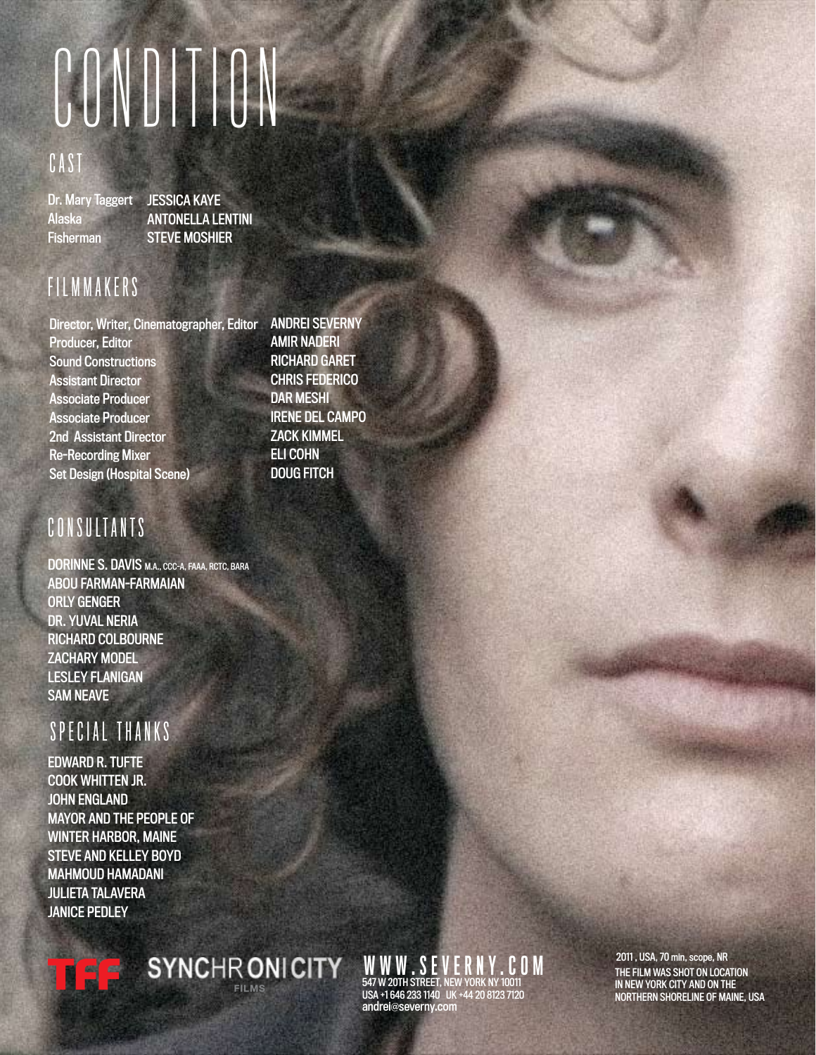# CONDITION

## CAST

| | |
|---|---|
| Dr. Mary Taggert | JESSICA KAYE |
| Alaska | ANTONELLA LENTINI |
| Fisherman | STEVE MOSHIER |

## FILMMAKERS

| | |
|---|---|
| Director, Writer, Cinematographer, Editor | ANDREI SEVERNY |
| Producer, Editor | AMIR NADERI |
| Sound Constructions | RICHARD GARET |
| Assistant Director | CHRIS FEDERICO |
| Associate Producer | DAR MESHI |
| Associate Producer | IRENE DEL CAMPO |
| 2nd Assistant Director | ZACK KIMMEL |
| Re-Recording Mixer | ELI COHN |
| Set Design (Hospital Scene) | DOUG FITCH |

## CONSULTANTS

DORINNE S. DAVIS M.A., CCC-A, FAAA, RCTC, BARA
ABOU FARMAN-FARMAIAN
ORLY GENGER
DR. YUVAL NERIA
RICHARD COLBOURNE
ZACHARY MODEL
LESLEY FLANIGAN
SAM NEAVE

## SPECIAL THANKS

EDWARD R. TUFTE
COOK WHITTEN JR.
JOHN ENGLAND
MAYOR AND THE PEOPLE OF WINTER HARBOR, MAINE
STEVE AND KELLEY BOYD
MAHMOUD HAMADANI
JULIETA TALAVERA
JANICE PEDLEY

TFF

SYNCHRONICITY FILMS

WWW.SEVERNY.COM
547 W 20TH STREET, NEW YORK NY 10011
USA +1 646 233 1140 UK +44 20 8123 7120
andrei@severny.com

2011 , USA, 70 min, scope, NR
THE FILM WAS SHOT ON LOCATION IN NEW YORK CITY AND ON THE NORTHERN SHORELINE OF MAINE, USA